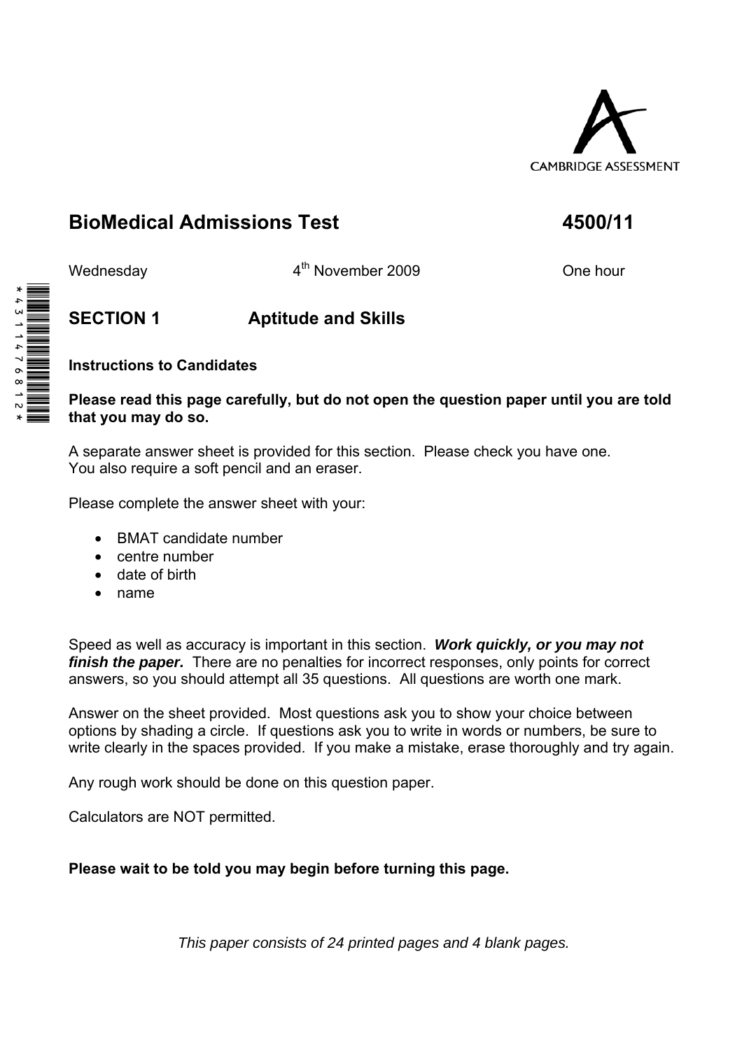CAMBRIDGE ASSESSMENT

# BioMedical Admissions Test 4500/11

Wednesday 4th November 2009 One hour

## SECTION 1 Aptitude and Skills

**Instructions to Candidates**

**Please read this page carefully, but do not open the question paper until you are told that you may do so.**

A separate answer sheet is provided for this section. Please check you have one.
You also require a soft pencil and an eraser.

Please complete the answer sheet with your:

- BMAT candidate number
- centre number
- date of birth
- name

Speed as well as accuracy is important in this section. ***Work quickly, or you may not finish the paper.*** There are no penalties for incorrect responses, only points for correct answers, so you should attempt all 35 questions. All questions are worth one mark.

Answer on the sheet provided. Most questions ask you to show your choice between options by shading a circle. If questions ask you to write in words or numbers, be sure to write clearly in the spaces provided. If you make a mistake, erase thoroughly and try again.

Any rough work should be done on this question paper.

Calculators are NOT permitted.

**Please wait to be told you may begin before turning this page.**

*This paper consists of 24 printed pages and 4 blank pages.*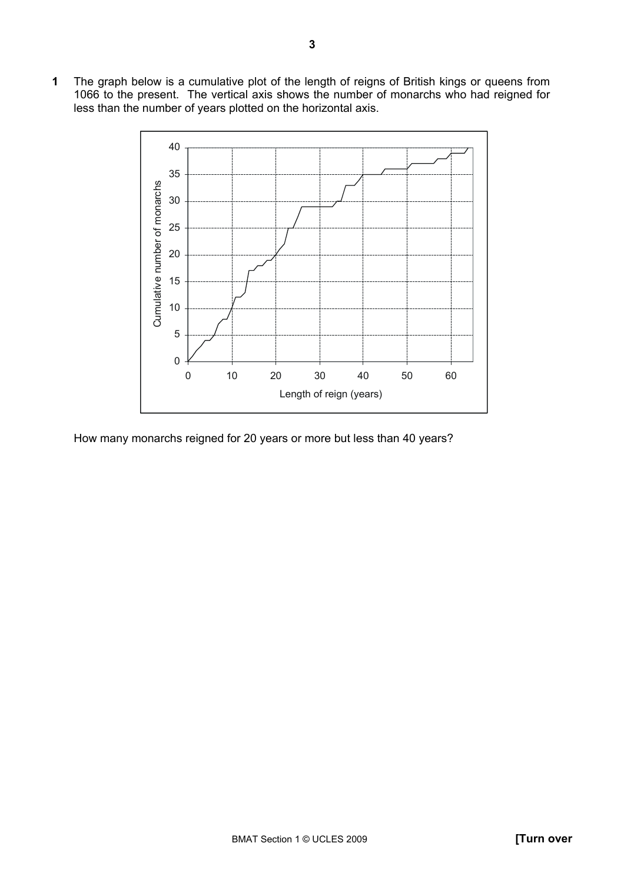**1** The graph below is a cumulative plot of the length of reigns of British kings or queens from 1066 to the present. The vertical axis shows the number of monarchs who had reigned for less than the number of years plotted on the horizontal axis.

How many monarchs reigned for 20 years or more but less than 40 years?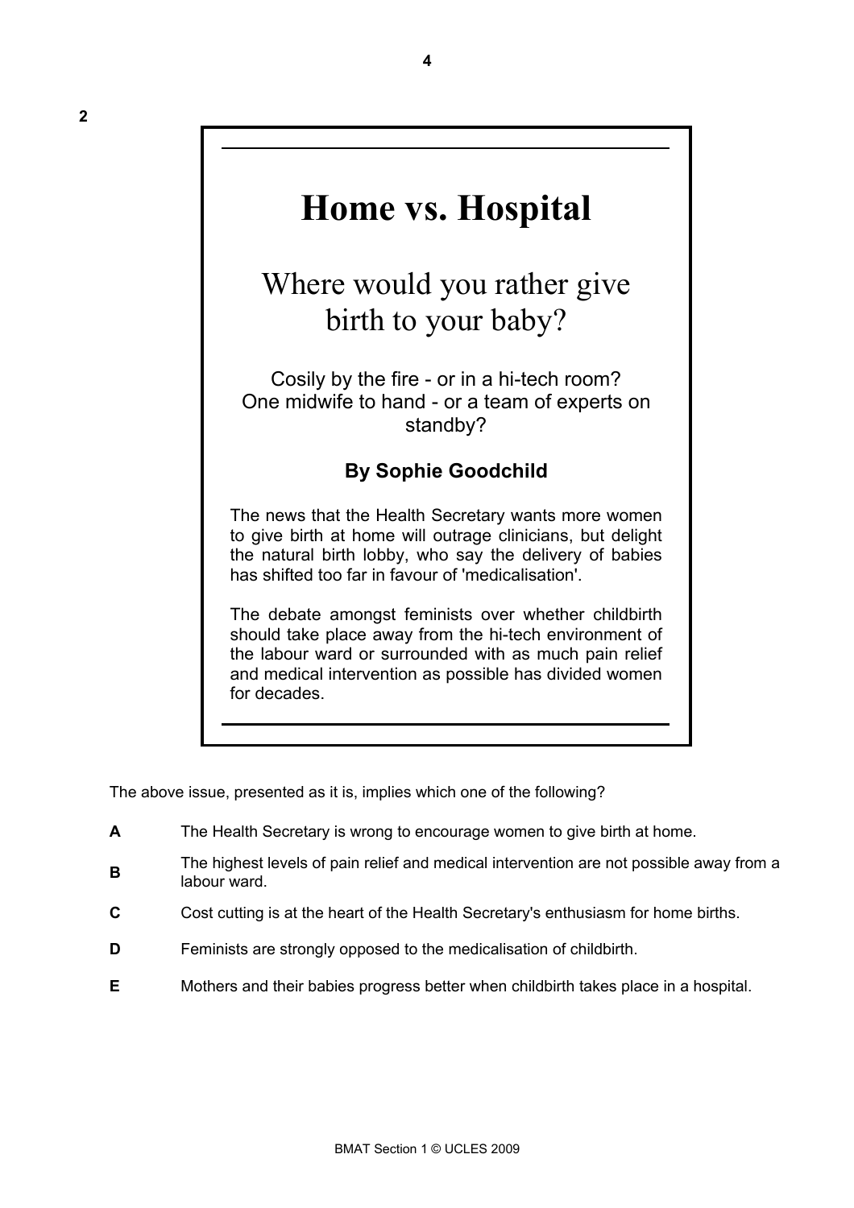**2**

# Home vs. Hospital

## Where would you rather give birth to your baby?

Cosily by the fire - or in a hi-tech room?
One midwife to hand - or a team of experts on standby?

**By Sophie Goodchild**

The news that the Health Secretary wants more women to give birth at home will outrage clinicians, but delight the natural birth lobby, who say the delivery of babies has shifted too far in favour of 'medicalisation'.

The debate amongst feminists over whether childbirth should take place away from the hi-tech environment of the labour ward or surrounded with as much pain relief and medical intervention as possible has divided women for decades.

---

The above issue, presented as it is, implies which one of the following?

**A** The Health Secretary is wrong to encourage women to give birth at home.

**B** The highest levels of pain relief and medical intervention are not possible away from a labour ward.

**C** Cost cutting is at the heart of the Health Secretary's enthusiasm for home births.

**D** Feminists are strongly opposed to the medicalisation of childbirth.

**E** Mothers and their babies progress better when childbirth takes place in a hospital.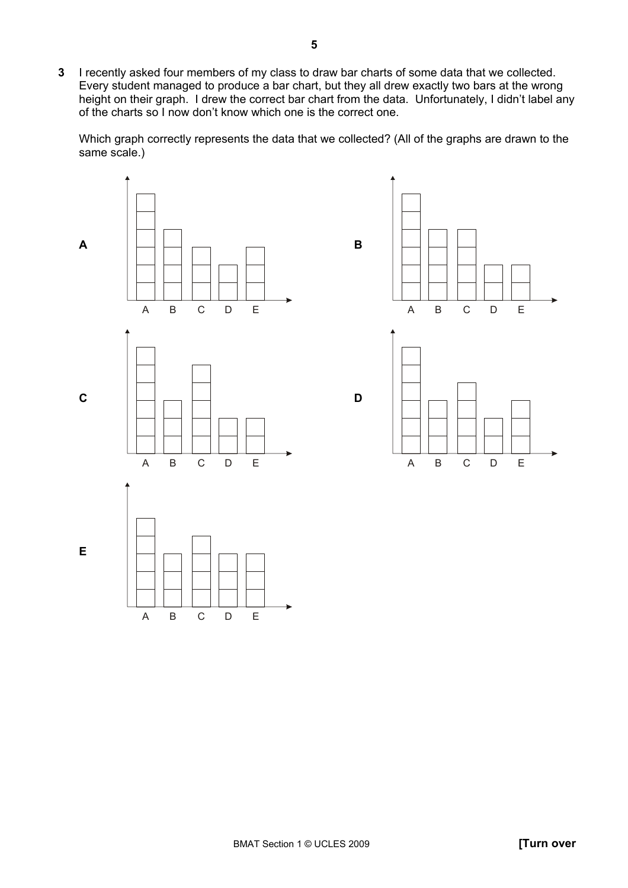**3** I recently asked four members of my class to draw bar charts of some data that we collected. Every student managed to produce a bar chart, but they all drew exactly two bars at the wrong height on their graph. I drew the correct bar chart from the data. Unfortunately, I didn't label any of the charts so I now don't know which one is the correct one.

Which graph correctly represents the data that we collected? (All of the graphs are drawn to the same scale.)

**A**

| A | B | C | D | E |
|---|---|---|---|---|
| 6 | 4 | 3 | 2 | 3 |

**B**

| A | B | C | D | E |
|---|---|---|---|---|
| 6 | 4 | 4 | 2 | 2 |

**C**

| A | B | C | D | E |
|---|---|---|---|---|
| 6 | 3 | 5 | 2 | 2 |

**D**

| A | B | C | D | E |
|---|---|---|---|---|
| 6 | 3 | 4 | 2 | 3 |

**E**

| A | B | C | D | E |
|---|---|---|---|---|
| 5 | 3 | 4 | 3 | 3 |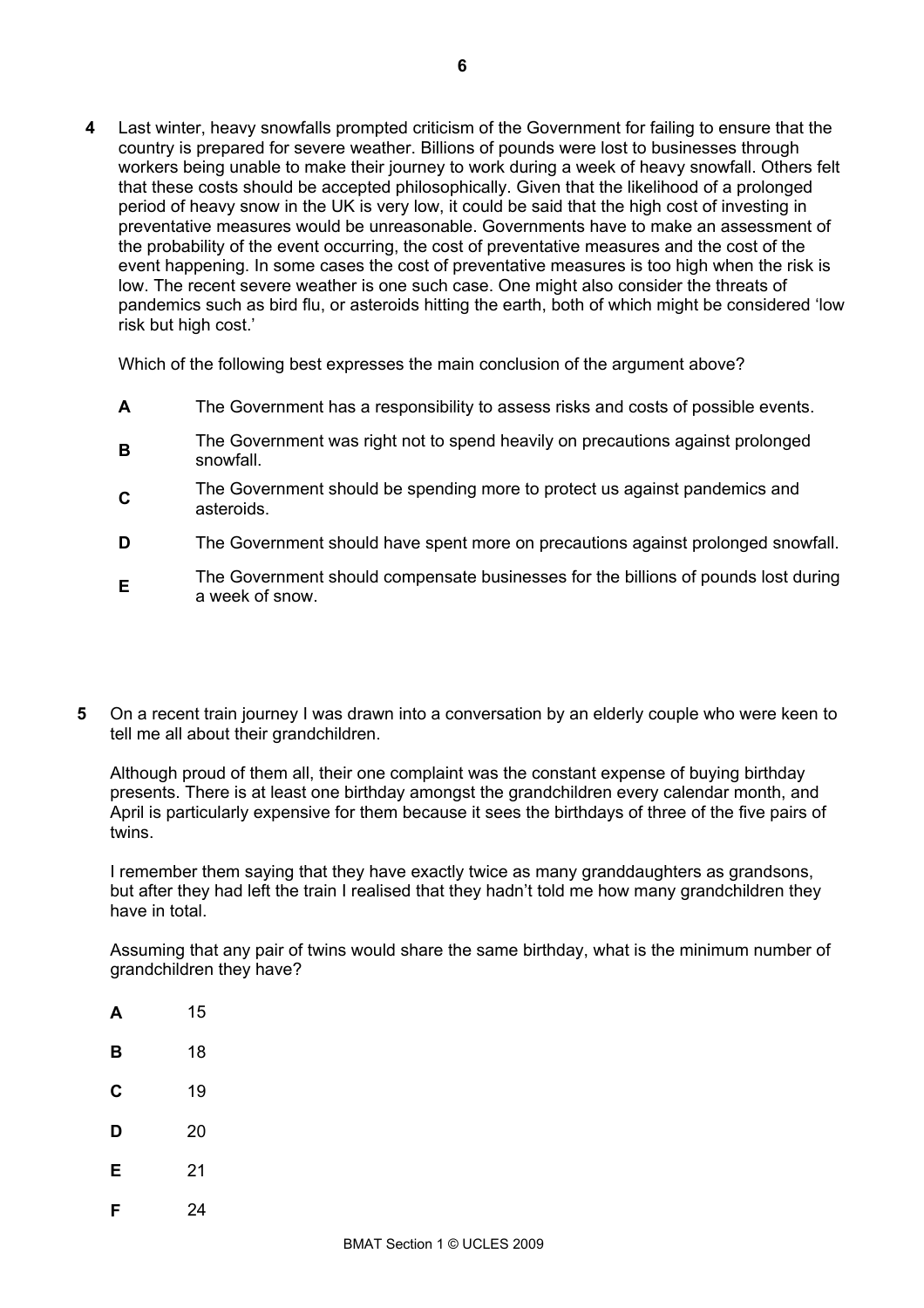**4** Last winter, heavy snowfalls prompted criticism of the Government for failing to ensure that the country is prepared for severe weather. Billions of pounds were lost to businesses through workers being unable to make their journey to work during a week of heavy snowfall. Others felt that these costs should be accepted philosophically. Given that the likelihood of a prolonged period of heavy snow in the UK is very low, it could be said that the high cost of investing in preventative measures would be unreasonable. Governments have to make an assessment of the probability of the event occurring, the cost of preventative measures and the cost of the event happening. In some cases the cost of preventative measures is too high when the risk is low. The recent severe weather is one such case. One might also consider the threats of pandemics such as bird flu, or asteroids hitting the earth, both of which might be considered 'low risk but high cost.'

Which of the following best expresses the main conclusion of the argument above?

**A** The Government has a responsibility to assess risks and costs of possible events.

**B** The Government was right not to spend heavily on precautions against prolonged snowfall.

**C** The Government should be spending more to protect us against pandemics and asteroids.

**D** The Government should have spent more on precautions against prolonged snowfall.

**E** The Government should compensate businesses for the billions of pounds lost during a week of snow.

**5** On a recent train journey I was drawn into a conversation by an elderly couple who were keen to tell me all about their grandchildren.

Although proud of them all, their one complaint was the constant expense of buying birthday presents. There is at least one birthday amongst the grandchildren every calendar month, and April is particularly expensive for them because it sees the birthdays of three of the five pairs of twins.

I remember them saying that they have exactly twice as many granddaughters as grandsons, but after they had left the train I realised that they hadn't told me how many grandchildren they have in total.

Assuming that any pair of twins would share the same birthday, what is the minimum number of grandchildren they have?

**A** 15

**B** 18

**C** 19

**D** 20

**E** 21

**F** 24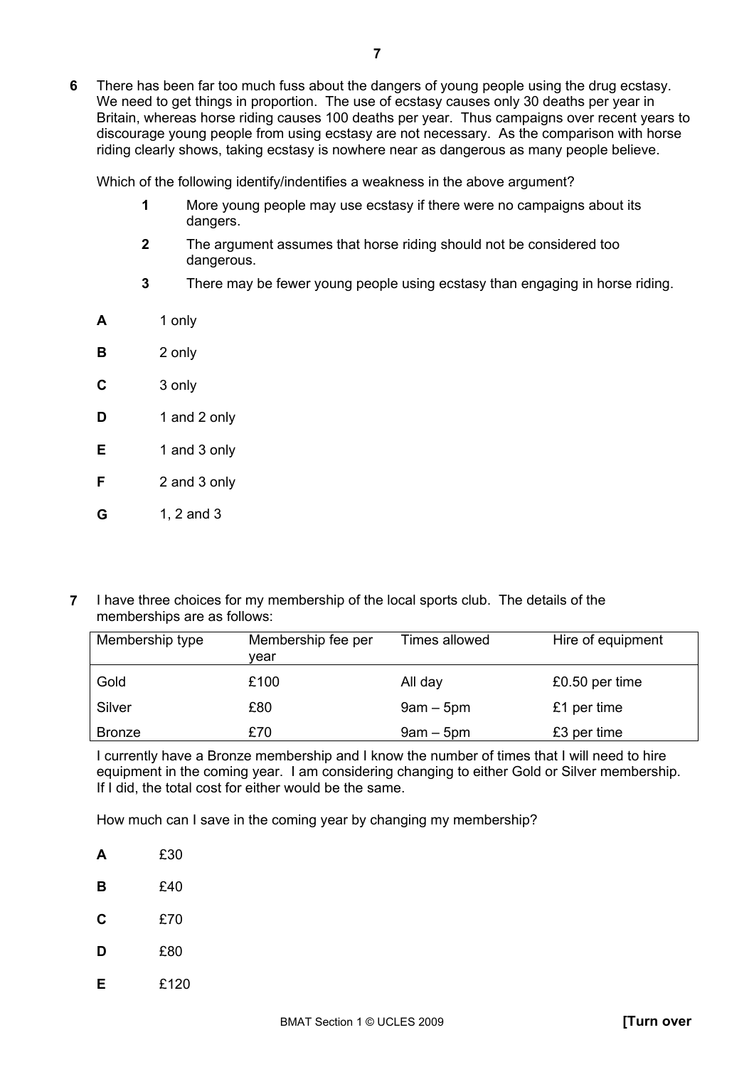**6** There has been far too much fuss about the dangers of young people using the drug ecstasy. We need to get things in proportion. The use of ecstasy causes only 30 deaths per year in Britain, whereas horse riding causes 100 deaths per year. Thus campaigns over recent years to discourage young people from using ecstasy are not necessary. As the comparison with horse riding clearly shows, taking ecstasy is nowhere near as dangerous as many people believe.

Which of the following identify/indentifies a weakness in the above argument?

**1** More young people may use ecstasy if there were no campaigns about its dangers.

**2** The argument assumes that horse riding should not be considered too dangerous.

**3** There may be fewer young people using ecstasy than engaging in horse riding.

**A** 1 only

**B** 2 only

**C** 3 only

**D** 1 and 2 only

**E** 1 and 3 only

**F** 2 and 3 only

**G** 1, 2 and 3

**7** I have three choices for my membership of the local sports club. The details of the memberships are as follows:

| Membership type | Membership fee per year | Times allowed | Hire of equipment |
|---|---|---|---|
| Gold | £100 | All day | £0.50 per time |
| Silver | £80 | 9am – 5pm | £1 per time |
| Bronze | £70 | 9am – 5pm | £3 per time |

I currently have a Bronze membership and I know the number of times that I will need to hire equipment in the coming year. I am considering changing to either Gold or Silver membership. If I did, the total cost for either would be the same.

How much can I save in the coming year by changing my membership?

**A** £30

**B** £40

**C** £70

**D** £80

**E** £120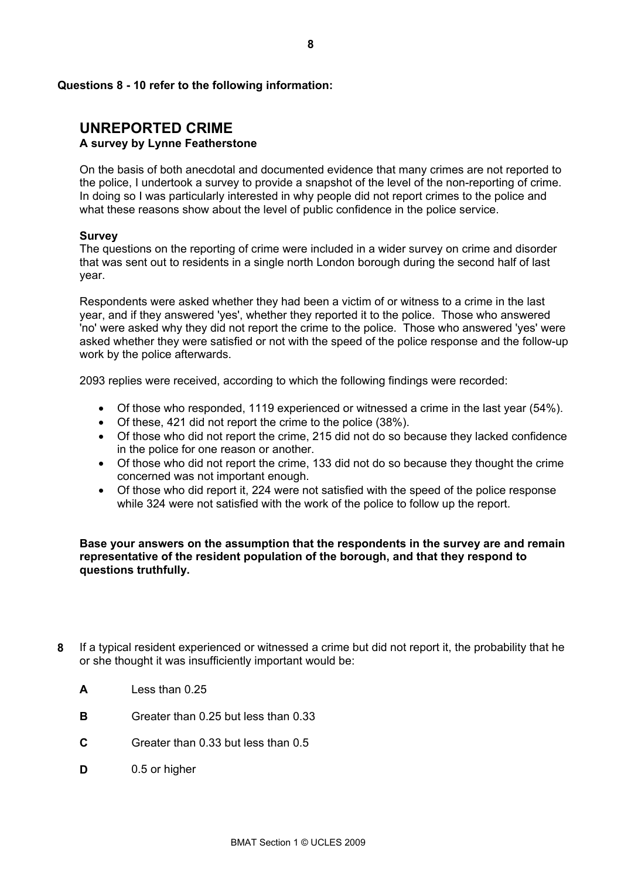**Questions 8 - 10 refer to the following information:**

## UNREPORTED CRIME

**A survey by Lynne Featherstone**

On the basis of both anecdotal and documented evidence that many crimes are not reported to the police, I undertook a survey to provide a snapshot of the level of the non-reporting of crime. In doing so I was particularly interested in why people did not report crimes to the police and what these reasons show about the level of public confidence in the police service.

**Survey**

The questions on the reporting of crime were included in a wider survey on crime and disorder that was sent out to residents in a single north London borough during the second half of last year.

Respondents were asked whether they had been a victim of or witness to a crime in the last year, and if they answered 'yes', whether they reported it to the police. Those who answered 'no' were asked why they did not report the crime to the police. Those who answered 'yes' were asked whether they were satisfied or not with the speed of the police response and the follow-up work by the police afterwards.

2093 replies were received, according to which the following findings were recorded:

- Of those who responded, 1119 experienced or witnessed a crime in the last year (54%).
- Of these, 421 did not report the crime to the police (38%).
- Of those who did not report the crime, 215 did not do so because they lacked confidence in the police for one reason or another.
- Of those who did not report the crime, 133 did not do so because they thought the crime concerned was not important enough.
- Of those who did report it, 224 were not satisfied with the speed of the police response while 324 were not satisfied with the work of the police to follow up the report.

**Base your answers on the assumption that the respondents in the survey are and remain representative of the resident population of the borough, and that they respond to questions truthfully.**

**8** If a typical resident experienced or witnessed a crime but did not report it, the probability that he or she thought it was insufficiently important would be:

**A** Less than 0.25

**B** Greater than 0.25 but less than 0.33

**C** Greater than 0.33 but less than 0.5

**D** 0.5 or higher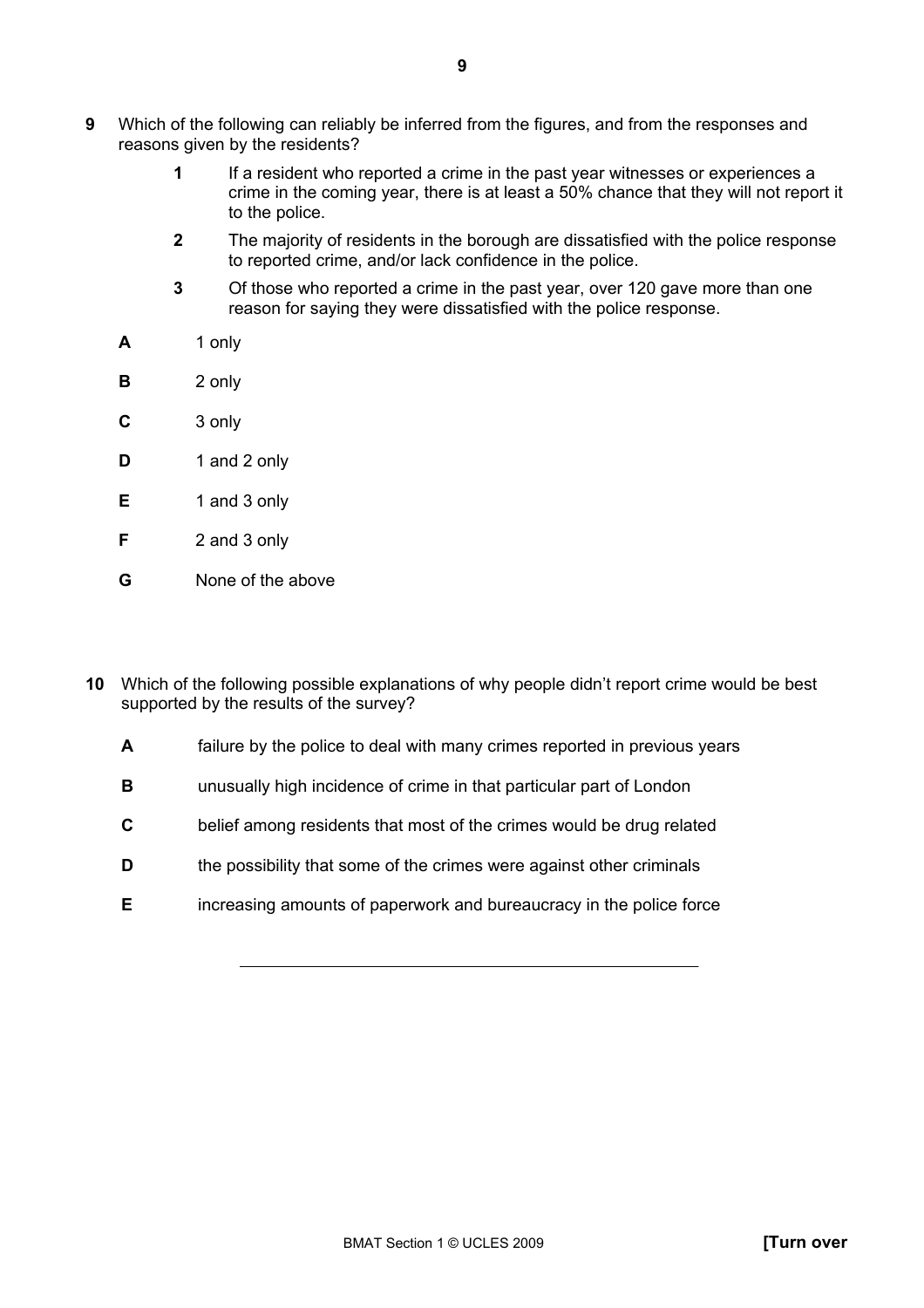**9** Which of the following can reliably be inferred from the figures, and from the responses and reasons given by the residents?

**1** If a resident who reported a crime in the past year witnesses or experiences a crime in the coming year, there is at least a 50% chance that they will not report it to the police.

**2** The majority of residents in the borough are dissatisfied with the police response to reported crime, and/or lack confidence in the police.

**3** Of those who reported a crime in the past year, over 120 gave more than one reason for saying they were dissatisfied with the police response.

**A** 1 only

**B** 2 only

**C** 3 only

**D** 1 and 2 only

**E** 1 and 3 only

**F** 2 and 3 only

**G** None of the above

**10** Which of the following possible explanations of why people didn't report crime would be best supported by the results of the survey?

**A** failure by the police to deal with many crimes reported in previous years

**B** unusually high incidence of crime in that particular part of London

**C** belief among residents that most of the crimes would be drug related

**D** the possibility that some of the crimes were against other criminals

**E** increasing amounts of paperwork and bureaucracy in the police force

---

BMAT Section 1 © UCLES 2009 **[Turn over**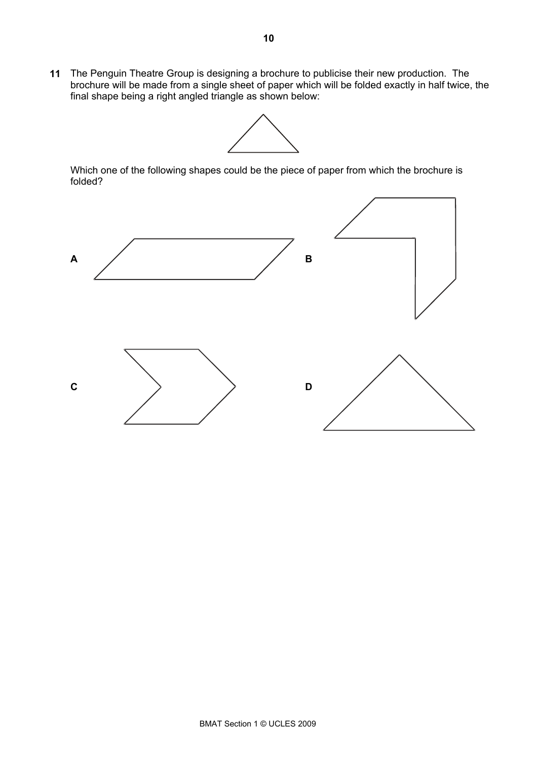**11** The Penguin Theatre Group is designing a brochure to publicise their new production. The brochure will be made from a single sheet of paper which will be folded exactly in half twice, the final shape being a right angled triangle as shown below:

Which one of the following shapes could be the piece of paper from which the brochure is folded?

**A**

**B**

**C**

**D**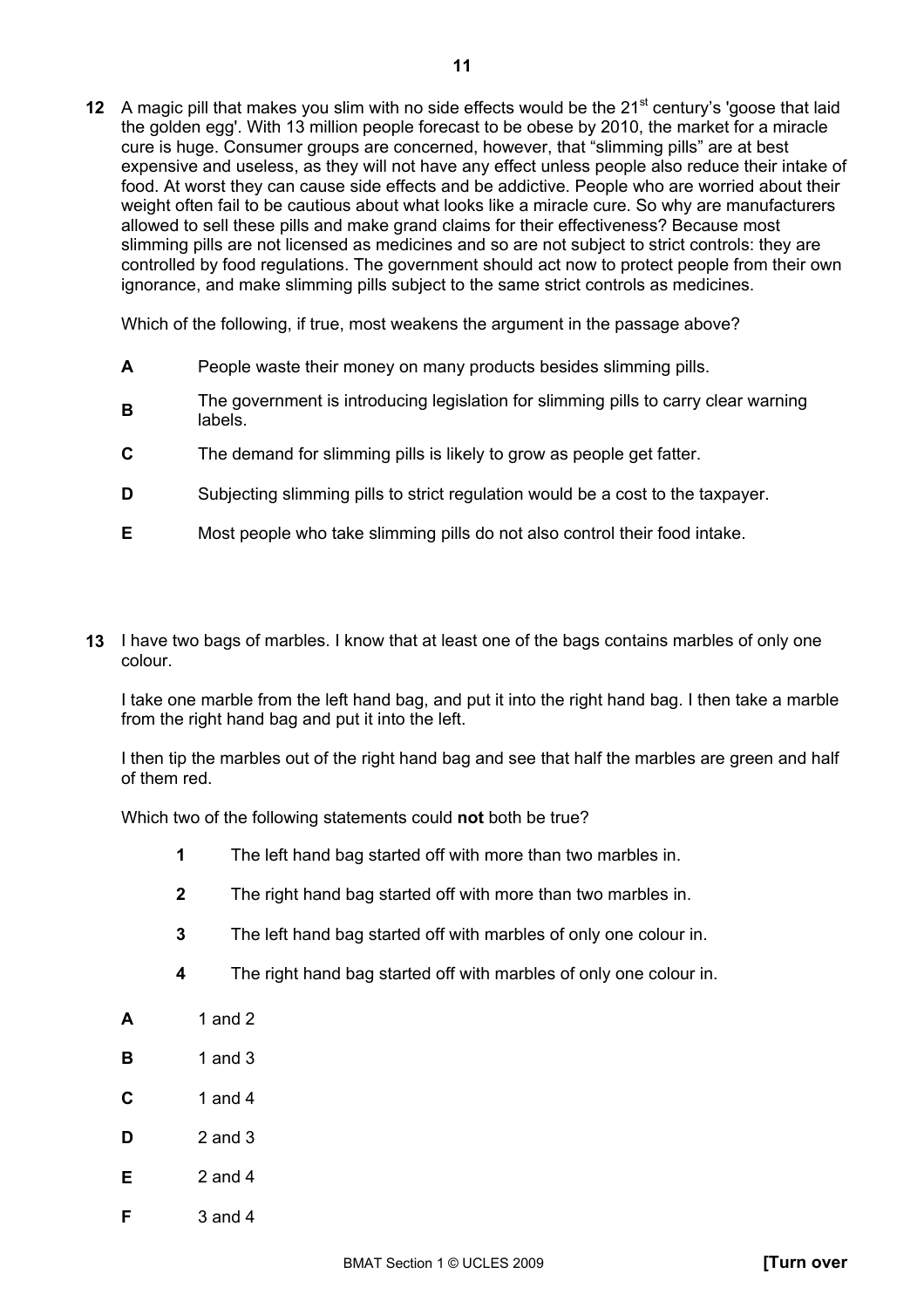**12** A magic pill that makes you slim with no side effects would be the 21st century's 'goose that laid the golden egg'. With 13 million people forecast to be obese by 2010, the market for a miracle cure is huge. Consumer groups are concerned, however, that "slimming pills" are at best expensive and useless, as they will not have any effect unless people also reduce their intake of food. At worst they can cause side effects and be addictive. People who are worried about their weight often fail to be cautious about what looks like a miracle cure. So why are manufacturers allowed to sell these pills and make grand claims for their effectiveness? Because most slimming pills are not licensed as medicines and so are not subject to strict controls: they are controlled by food regulations. The government should act now to protect people from their own ignorance, and make slimming pills subject to the same strict controls as medicines.

Which of the following, if true, most weakens the argument in the passage above?

- **A** People waste their money on many products besides slimming pills.
- **B** The government is introducing legislation for slimming pills to carry clear warning labels.
- **C** The demand for slimming pills is likely to grow as people get fatter.
- **D** Subjecting slimming pills to strict regulation would be a cost to the taxpayer.
- **E** Most people who take slimming pills do not also control their food intake.

**13** I have two bags of marbles. I know that at least one of the bags contains marbles of only one colour.

I take one marble from the left hand bag, and put it into the right hand bag. I then take a marble from the right hand bag and put it into the left.

I then tip the marbles out of the right hand bag and see that half the marbles are green and half of them red.

Which two of the following statements could **not** both be true?

- **1** The left hand bag started off with more than two marbles in.
- **2** The right hand bag started off with more than two marbles in.
- **3** The left hand bag started off with marbles of only one colour in.
- **4** The right hand bag started off with marbles of only one colour in.

- **A** 1 and 2
- **B** 1 and 3
- **C** 1 and 4
- **D** 2 and 3
- **E** 2 and 4
- **F** 3 and 4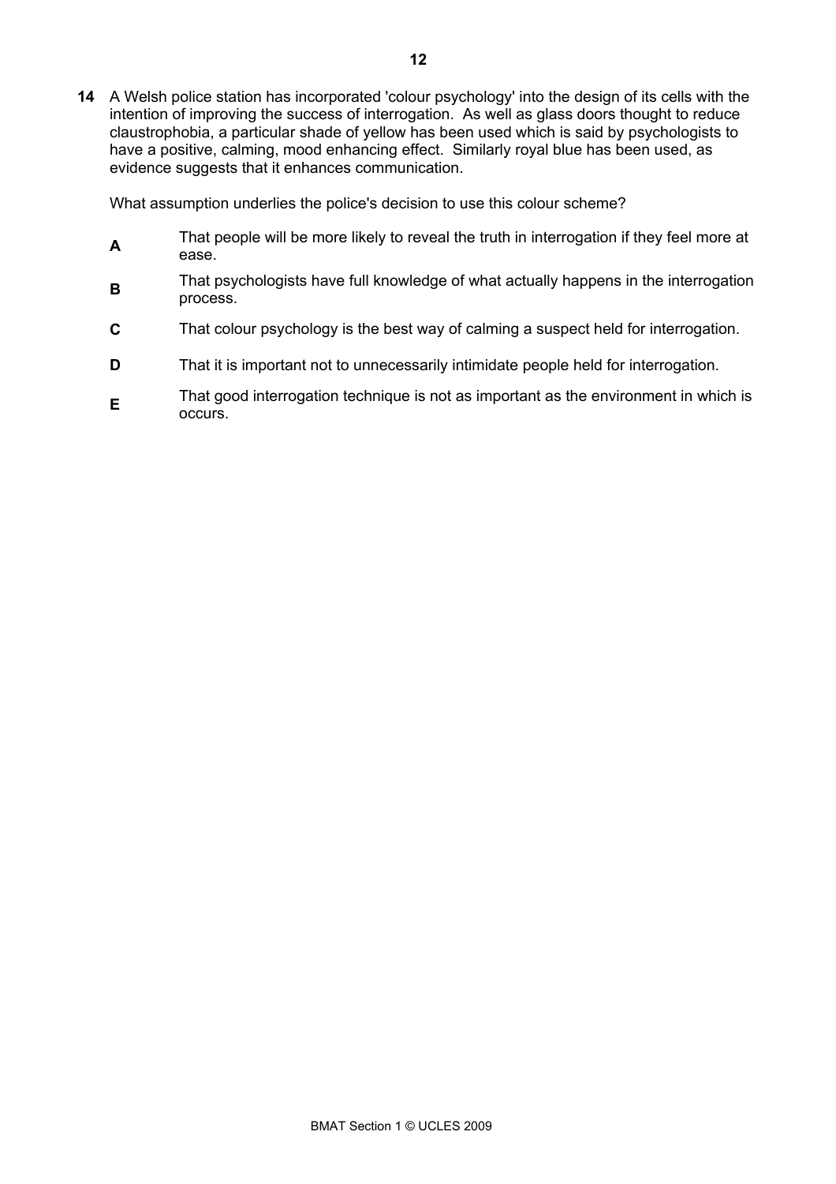**14** A Welsh police station has incorporated 'colour psychology' into the design of its cells with the intention of improving the success of interrogation. As well as glass doors thought to reduce claustrophobia, a particular shade of yellow has been used which is said by psychologists to have a positive, calming, mood enhancing effect. Similarly royal blue has been used, as evidence suggests that it enhances communication.

What assumption underlies the police's decision to use this colour scheme?

**A** That people will be more likely to reveal the truth in interrogation if they feel more at ease.

**B** That psychologists have full knowledge of what actually happens in the interrogation process.

**C** That colour psychology is the best way of calming a suspect held for interrogation.

**D** That it is important not to unnecessarily intimidate people held for interrogation.

**E** That good interrogation technique is not as important as the environment in which is occurs.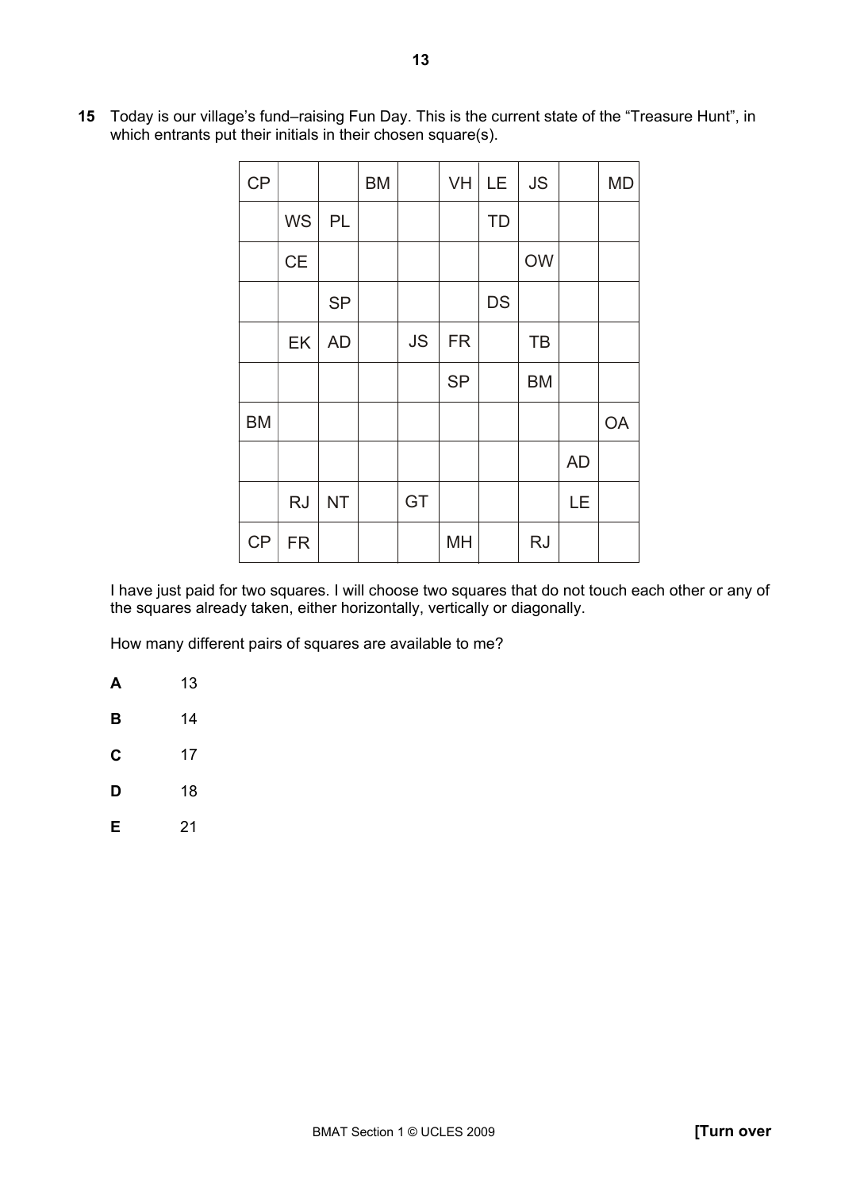**15** Today is our village's fund–raising Fun Day. This is the current state of the "Treasure Hunt", in which entrants put their initials in their chosen square(s).

| | | | | | | | | | |
|---|---|---|---|---|---|---|---|---|---|
| CP | | | BM | | VH | LE | JS | | MD |
| | WS | PL | | | | TD | | | |
| | CE | | | | | | OW | | |
| | | SP | | | | DS | | | |
| | EK | AD | | JS | FR | | TB | | |
| | | | | | SP | | BM | | |
| BM | | | | | | | | | OA |
| | | | | | | | | AD | |
| | RJ | NT | | GT | | | | LE | |
| CP | FR | | | | MH | | RJ | | |

I have just paid for two squares. I will choose two squares that do not touch each other or any of the squares already taken, either horizontally, vertically or diagonally.

How many different pairs of squares are available to me?

**A** 13

**B** 14

**C** 17

**D** 18

**E** 21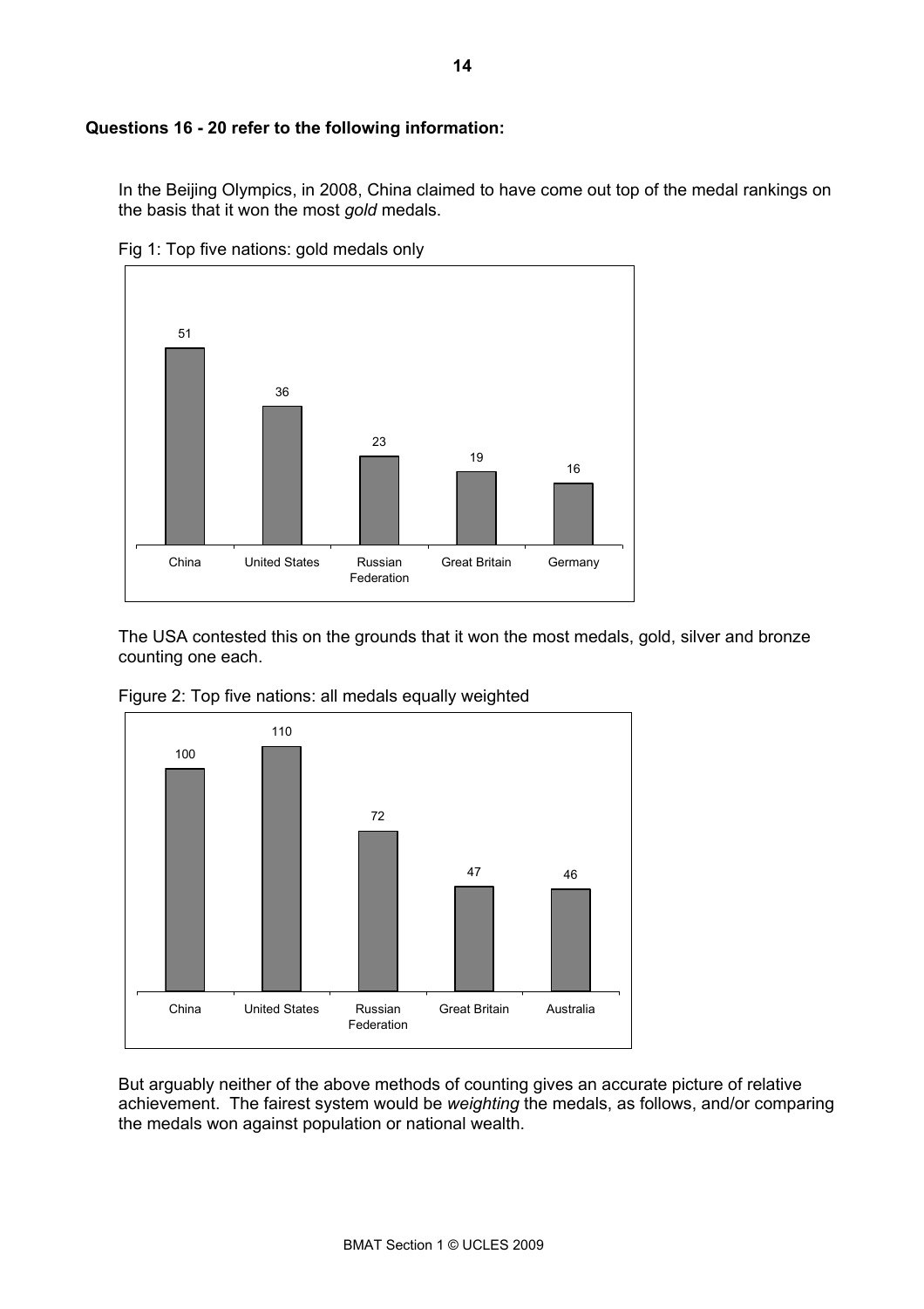**Questions 16 - 20 refer to the following information:**

In the Beijing Olympics, in 2008, China claimed to have come out top of the medal rankings on the basis that it won the most *gold* medals.

Fig 1: Top five nations: gold medals only

| China | United States | Russian Federation | Great Britain | Germany |
| --- | --- | --- | --- | --- |
| 51 | 36 | 23 | 19 | 16 |

The USA contested this on the grounds that it won the most medals, gold, silver and bronze counting one each.

Figure 2: Top five nations: all medals equally weighted

| China | United States | Russian Federation | Great Britain | Australia |
| --- | --- | --- | --- | --- |
| 100 | 110 | 72 | 47 | 46 |

But arguably neither of the above methods of counting gives an accurate picture of relative achievement. The fairest system would be *weighting* the medals, as follows, and/or comparing the medals won against population or national wealth.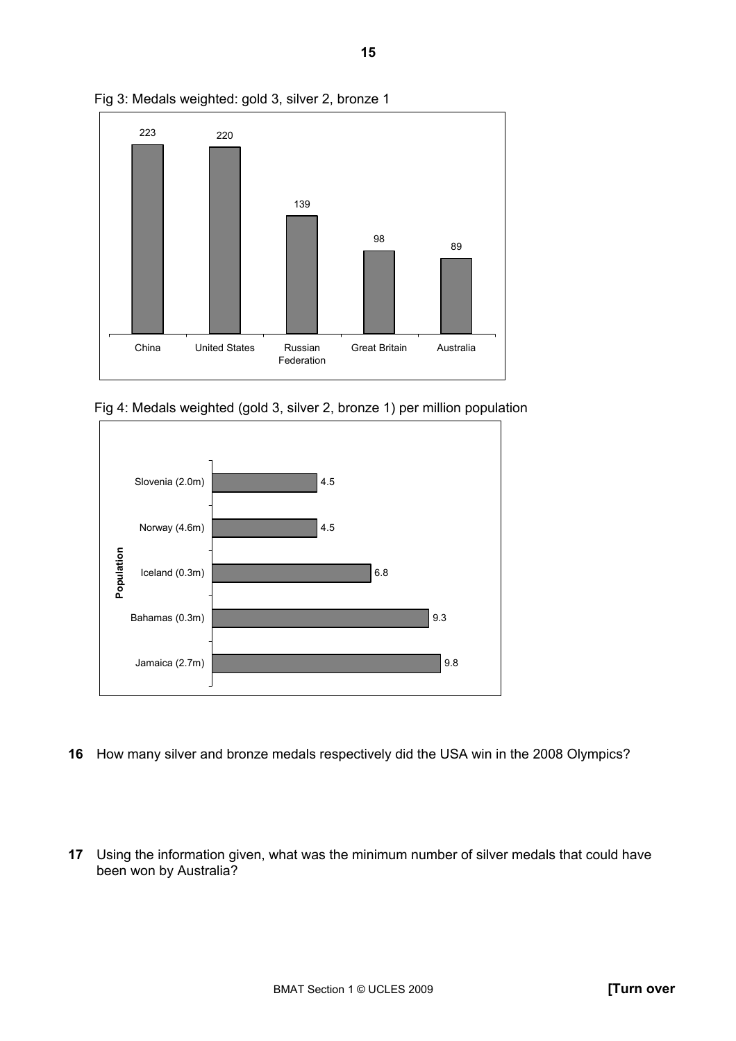Fig 3: Medals weighted: gold 3, silver 2, bronze 1

| Country | Weighted medals |
| --- | --- |
| China | 223 |
| United States | 220 |
| Russian Federation | 139 |
| Great Britain | 98 |
| Australia | 89 |

Fig 4: Medals weighted (gold 3, silver 2, bronze 1) per million population

| Population | Weighted medals per million population |
| --- | --- |
| Slovenia (2.0m) | 4.5 |
| Norway (4.6m) | 4.5 |
| Iceland (0.3m) | 6.8 |
| Bahamas (0.3m) | 9.3 |
| Jamaica (2.7m) | 9.8 |

**16** How many silver and bronze medals respectively did the USA win in the 2008 Olympics?

**17** Using the information given, what was the minimum number of silver medals that could have been won by Australia?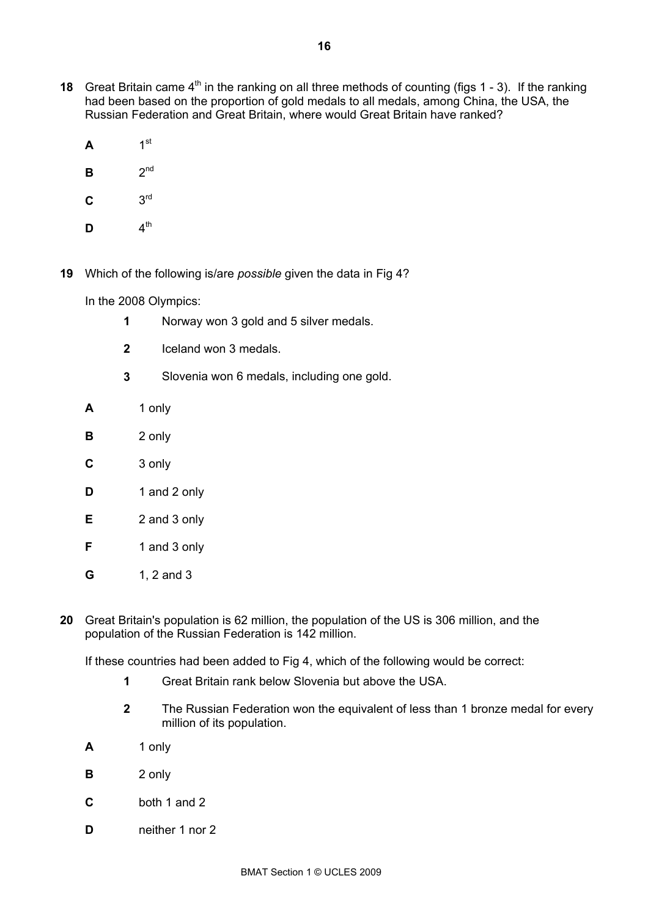**18** Great Britain came 4th in the ranking on all three methods of counting (figs 1 - 3). If the ranking had been based on the proportion of gold medals to all medals, among China, the USA, the Russian Federation and Great Britain, where would Great Britain have ranked?

**A** 1st

**B** 2nd

**C** 3rd

**D** 4th

**19** Which of the following is/are *possible* given the data in Fig 4?

In the 2008 Olympics:

**1** Norway won 3 gold and 5 silver medals.

**2** Iceland won 3 medals.

**3** Slovenia won 6 medals, including one gold.

**A** 1 only

**B** 2 only

**C** 3 only

**D** 1 and 2 only

**E** 2 and 3 only

**F** 1 and 3 only

**G** 1, 2 and 3

**20** Great Britain's population is 62 million, the population of the US is 306 million, and the population of the Russian Federation is 142 million.

If these countries had been added to Fig 4, which of the following would be correct:

**1** Great Britain rank below Slovenia but above the USA.

**2** The Russian Federation won the equivalent of less than 1 bronze medal for every million of its population.

**A** 1 only

**B** 2 only

**C** both 1 and 2

**D** neither 1 nor 2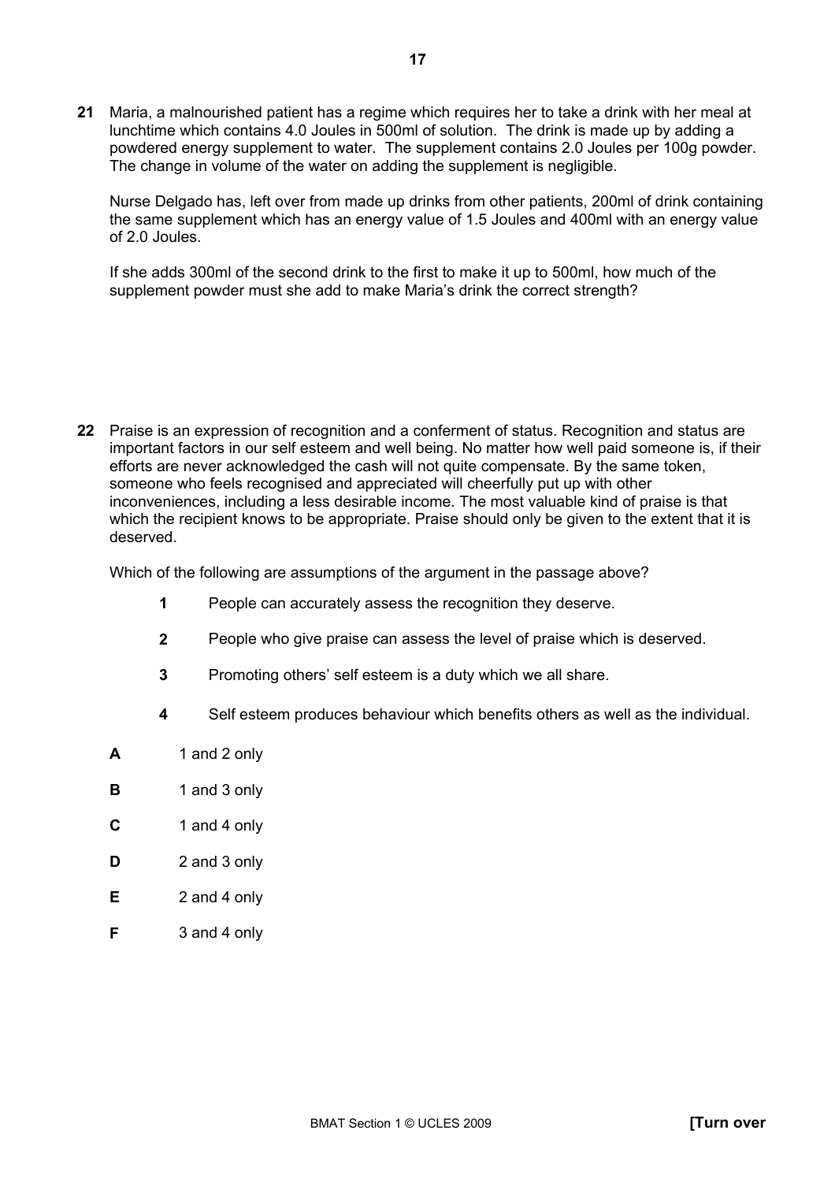**21** Maria, a malnourished patient has a regime which requires her to take a drink with her meal at lunchtime which contains 4.0 Joules in 500ml of solution. The drink is made up by adding a powdered energy supplement to water. The supplement contains 2.0 Joules per 100g powder. The change in volume of the water on adding the supplement is negligible.

Nurse Delgado has, left over from made up drinks from other patients, 200ml of drink containing the same supplement which has an energy value of 1.5 Joules and 400ml with an energy value of 2.0 Joules.

If she adds 300ml of the second drink to the first to make it up to 500ml, how much of the supplement powder must she add to make Maria's drink the correct strength?

**22** Praise is an expression of recognition and a conferment of status. Recognition and status are important factors in our self esteem and well being. No matter how well paid someone is, if their efforts are never acknowledged the cash will not quite compensate. By the same token, someone who feels recognised and appreciated will cheerfully put up with other inconveniences, including a less desirable income. The most valuable kind of praise is that which the recipient knows to be appropriate. Praise should only be given to the extent that it is deserved.

Which of the following are assumptions of the argument in the passage above?

**1** People can accurately assess the recognition they deserve.

**2** People who give praise can assess the level of praise which is deserved.

**3** Promoting others' self esteem is a duty which we all share.

**4** Self esteem produces behaviour which benefits others as well as the individual.

**A** 1 and 2 only

**B** 1 and 3 only

**C** 1 and 4 only

**D** 2 and 3 only

**E** 2 and 4 only

**F** 3 and 4 only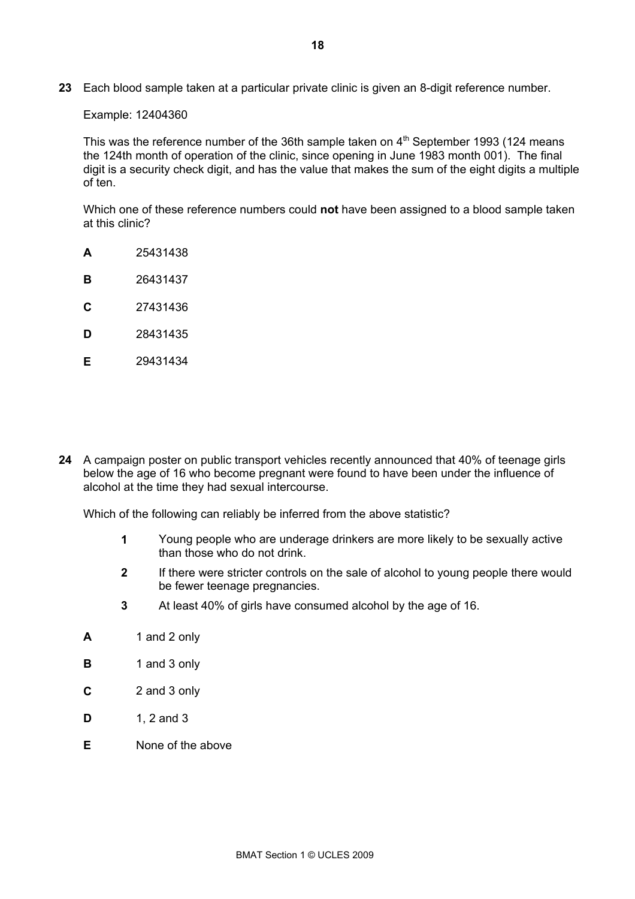**23** Each blood sample taken at a particular private clinic is given an 8-digit reference number.

Example: 12404360

This was the reference number of the 36th sample taken on 4th September 1993 (124 means the 124th month of operation of the clinic, since opening in June 1983 month 001). The final digit is a security check digit, and has the value that makes the sum of the eight digits a multiple of ten.

Which one of these reference numbers could **not** have been assigned to a blood sample taken at this clinic?

**A** 25431438

**B** 26431437

**C** 27431436

**D** 28431435

**E** 29431434

**24** A campaign poster on public transport vehicles recently announced that 40% of teenage girls below the age of 16 who become pregnant were found to have been under the influence of alcohol at the time they had sexual intercourse.

Which of the following can reliably be inferred from the above statistic?

**1** Young people who are underage drinkers are more likely to be sexually active than those who do not drink.

**2** If there were stricter controls on the sale of alcohol to young people there would be fewer teenage pregnancies.

**3** At least 40% of girls have consumed alcohol by the age of 16.

**A** 1 and 2 only

**B** 1 and 3 only

**C** 2 and 3 only

**D** 1, 2 and 3

**E** None of the above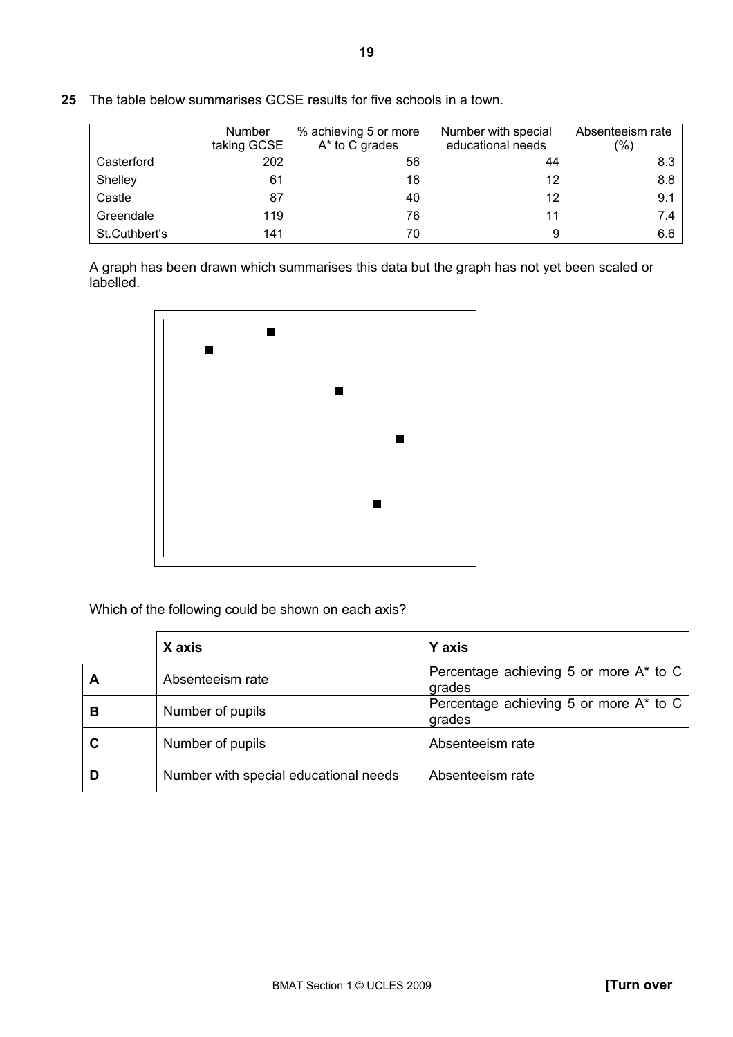**25** The table below summarises GCSE results for five schools in a town.

| | Number taking GCSE | % achieving 5 or more A* to C grades | Number with special educational needs | Absenteeism rate (%) |
|---|---|---|---|---|
| Casterford | 202 | 56 | 44 | 8.3 |
| Shelley | 61 | 18 | 12 | 8.8 |
| Castle | 87 | 40 | 12 | 9.1 |
| Greendale | 119 | 76 | 11 | 7.4 |
| St.Cuthbert's | 141 | 70 | 9 | 6.6 |

A graph has been drawn which summarises this data but the graph has not yet been scaled or labelled.

Which of the following could be shown on each axis?

| | X axis | Y axis |
|---|---|---|
| **A** | Absenteeism rate | Percentage achieving 5 or more A* to C grades |
| **B** | Number of pupils | Percentage achieving 5 or more A* to C grades |
| **C** | Number of pupils | Absenteeism rate |
| **D** | Number with special educational needs | Absenteeism rate |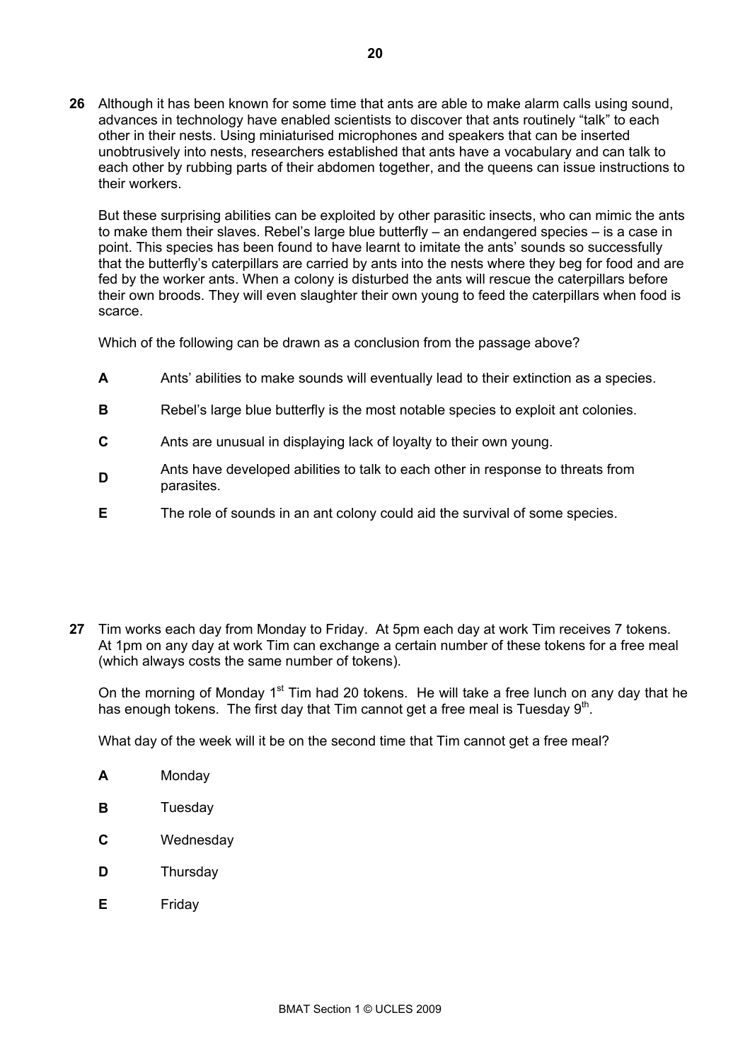**26** Although it has been known for some time that ants are able to make alarm calls using sound, advances in technology have enabled scientists to discover that ants routinely "talk" to each other in their nests. Using miniaturised microphones and speakers that can be inserted unobtrusively into nests, researchers established that ants have a vocabulary and can talk to each other by rubbing parts of their abdomen together, and the queens can issue instructions to their workers.

But these surprising abilities can be exploited by other parasitic insects, who can mimic the ants to make them their slaves. Rebel's large blue butterfly – an endangered species – is a case in point. This species has been found to have learnt to imitate the ants' sounds so successfully that the butterfly's caterpillars are carried by ants into the nests where they beg for food and are fed by the worker ants. When a colony is disturbed the ants will rescue the caterpillars before their own broods. They will even slaughter their own young to feed the caterpillars when food is scarce.

Which of the following can be drawn as a conclusion from the passage above?

**A** Ants' abilities to make sounds will eventually lead to their extinction as a species.

**B** Rebel's large blue butterfly is the most notable species to exploit ant colonies.

**C** Ants are unusual in displaying lack of loyalty to their own young.

**D** Ants have developed abilities to talk to each other in response to threats from parasites.

**E** The role of sounds in an ant colony could aid the survival of some species.

**27** Tim works each day from Monday to Friday. At 5pm each day at work Tim receives 7 tokens. At 1pm on any day at work Tim can exchange a certain number of these tokens for a free meal (which always costs the same number of tokens).

On the morning of Monday 1st Tim had 20 tokens. He will take a free lunch on any day that he has enough tokens. The first day that Tim cannot get a free meal is Tuesday 9th.

What day of the week will it be on the second time that Tim cannot get a free meal?

**A** Monday

**B** Tuesday

**C** Wednesday

**D** Thursday

**E** Friday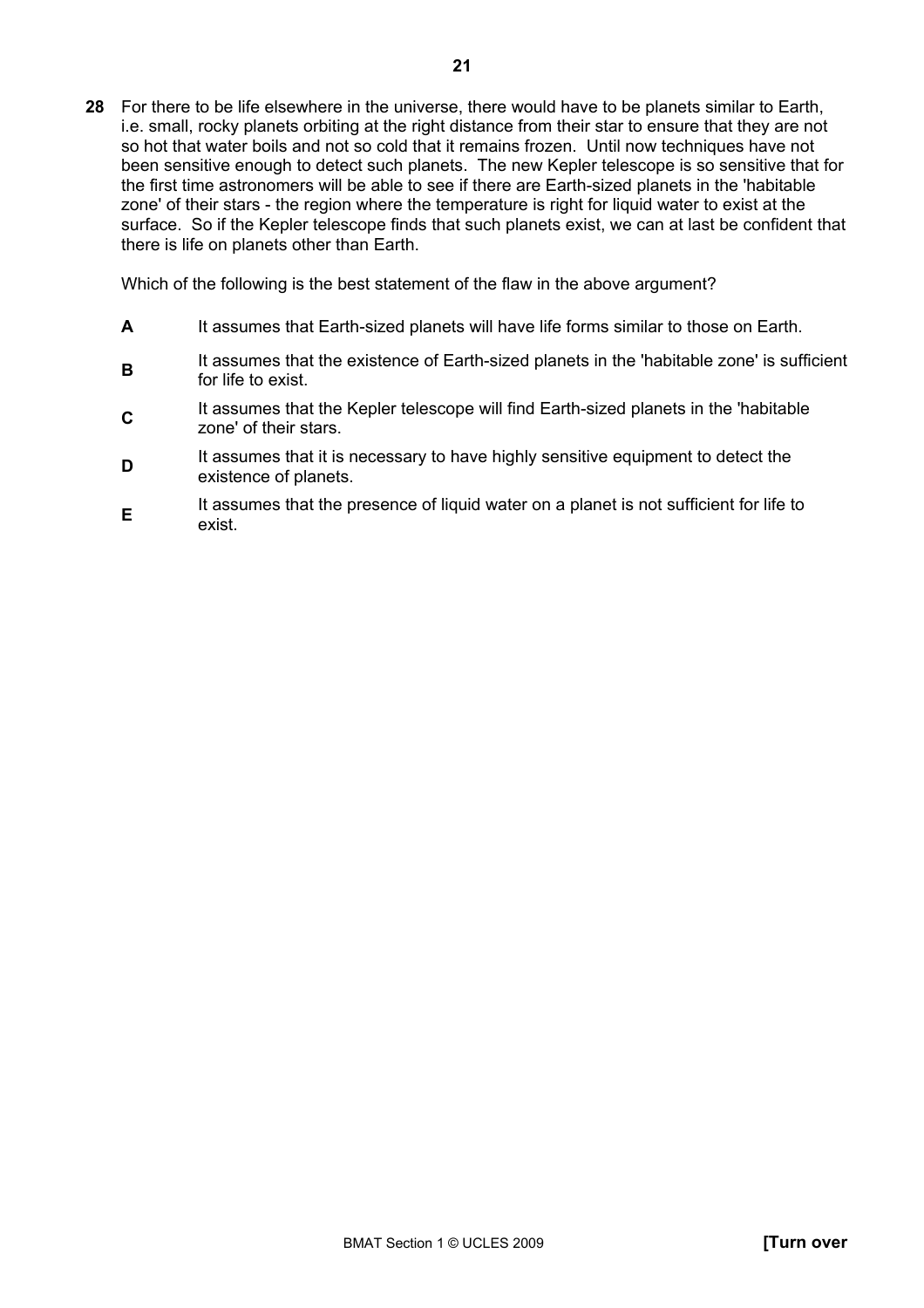**28** For there to be life elsewhere in the universe, there would have to be planets similar to Earth, i.e. small, rocky planets orbiting at the right distance from their star to ensure that they are not so hot that water boils and not so cold that it remains frozen. Until now techniques have not been sensitive enough to detect such planets. The new Kepler telescope is so sensitive that for the first time astronomers will be able to see if there are Earth-sized planets in the 'habitable zone' of their stars - the region where the temperature is right for liquid water to exist at the surface. So if the Kepler telescope finds that such planets exist, we can at last be confident that there is life on planets other than Earth.

Which of the following is the best statement of the flaw in the above argument?

**A** It assumes that Earth-sized planets will have life forms similar to those on Earth.

**B** It assumes that the existence of Earth-sized planets in the 'habitable zone' is sufficient for life to exist.

**C** It assumes that the Kepler telescope will find Earth-sized planets in the 'habitable zone' of their stars.

**D** It assumes that it is necessary to have highly sensitive equipment to detect the existence of planets.

**E** It assumes that the presence of liquid water on a planet is not sufficient for life to exist.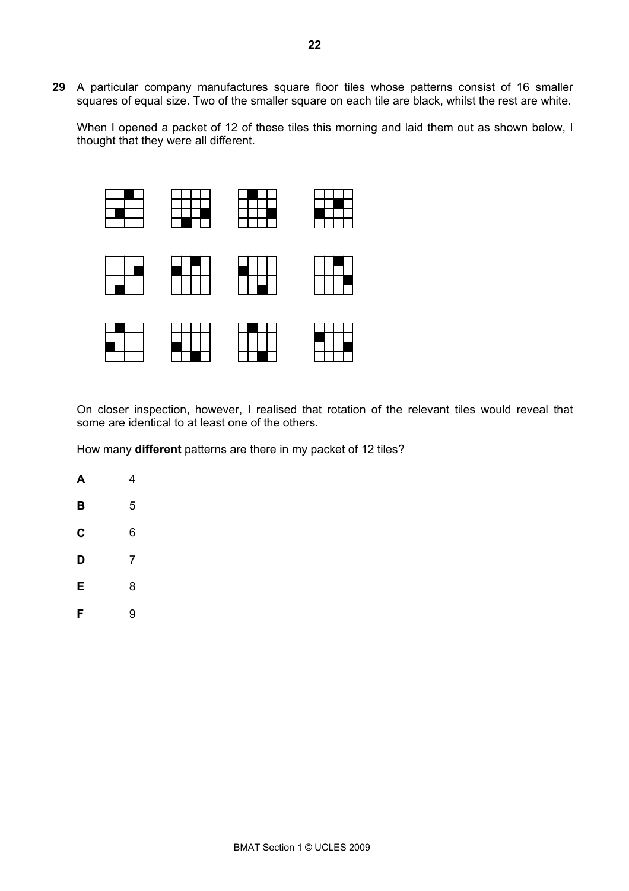**29** A particular company manufactures square floor tiles whose patterns consist of 16 smaller squares of equal size. Two of the smaller square on each tile are black, whilst the rest are white.

When I opened a packet of 12 of these tiles this morning and laid them out as shown below, I thought that they were all different.

On closer inspection, however, I realised that rotation of the relevant tiles would reveal that some are identical to at least one of the others.

How many **different** patterns are there in my packet of 12 tiles?

**A** 4

**B** 5

**C** 6

**D** 7

**E** 8

**F** 9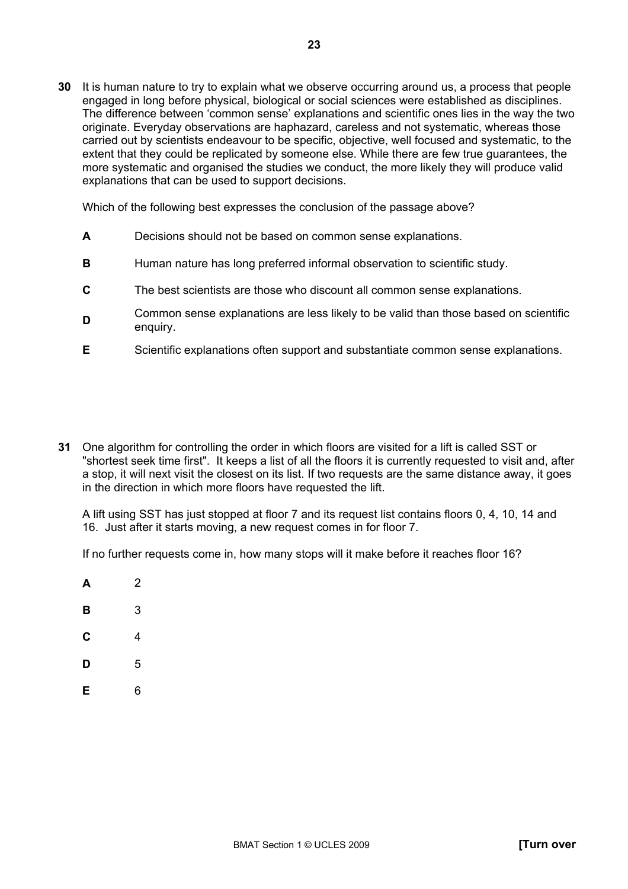**30** It is human nature to try to explain what we observe occurring around us, a process that people engaged in long before physical, biological or social sciences were established as disciplines. The difference between 'common sense' explanations and scientific ones lies in the way the two originate. Everyday observations are haphazard, careless and not systematic, whereas those carried out by scientists endeavour to be specific, objective, well focused and systematic, to the extent that they could be replicated by someone else. While there are few true guarantees, the more systematic and organised the studies we conduct, the more likely they will produce valid explanations that can be used to support decisions.

Which of the following best expresses the conclusion of the passage above?

- **A** Decisions should not be based on common sense explanations.
- **B** Human nature has long preferred informal observation to scientific study.
- **C** The best scientists are those who discount all common sense explanations.
- **D** Common sense explanations are less likely to be valid than those based on scientific enquiry.
- **E** Scientific explanations often support and substantiate common sense explanations.

**31** One algorithm for controlling the order in which floors are visited for a lift is called SST or "shortest seek time first". It keeps a list of all the floors it is currently requested to visit and, after a stop, it will next visit the closest on its list. If two requests are the same distance away, it goes in the direction in which more floors have requested the lift.

A lift using SST has just stopped at floor 7 and its request list contains floors 0, 4, 10, 14 and 16. Just after it starts moving, a new request comes in for floor 7.

If no further requests come in, how many stops will it make before it reaches floor 16?

- **A** 2
- **B** 3
- **C** 4
- **D** 5
- **E** 6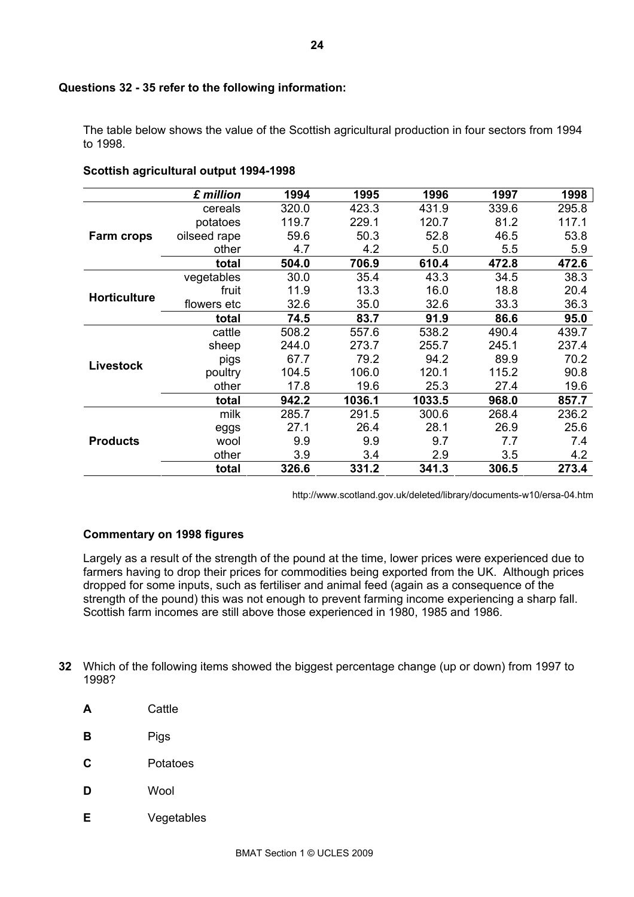**Questions 32 - 35 refer to the following information:**

The table below shows the value of the Scottish agricultural production in four sectors from 1994 to 1998.

**Scottish agricultural output 1994-1998**

| | ***£ million*** | **1994** | **1995** | **1996** | **1997** | **1998** |
|---|---|---|---|---|---|---|
| **Farm crops** | cereals | 320.0 | 423.3 | 431.9 | 339.6 | 295.8 |
| | potatoes | 119.7 | 229.1 | 120.7 | 81.2 | 117.1 |
| | oilseed rape | 59.6 | 50.3 | 52.8 | 46.5 | 53.8 |
| | other | 4.7 | 4.2 | 5.0 | 5.5 | 5.9 |
| | **total** | **504.0** | **706.9** | **610.4** | **472.8** | **472.6** |
| **Horticulture** | vegetables | 30.0 | 35.4 | 43.3 | 34.5 | 38.3 |
| | fruit | 11.9 | 13.3 | 16.0 | 18.8 | 20.4 |
| | flowers etc | 32.6 | 35.0 | 32.6 | 33.3 | 36.3 |
| | **total** | **74.5** | **83.7** | **91.9** | **86.6** | **95.0** |
| **Livestock** | cattle | 508.2 | 557.6 | 538.2 | 490.4 | 439.7 |
| | sheep | 244.0 | 273.7 | 255.7 | 245.1 | 237.4 |
| | pigs | 67.7 | 79.2 | 94.2 | 89.9 | 70.2 |
| | poultry | 104.5 | 106.0 | 120.1 | 115.2 | 90.8 |
| | other | 17.8 | 19.6 | 25.3 | 27.4 | 19.6 |
| | **total** | **942.2** | **1036.1** | **1033.5** | **968.0** | **857.7** |
| **Products** | milk | 285.7 | 291.5 | 300.6 | 268.4 | 236.2 |
| | eggs | 27.1 | 26.4 | 28.1 | 26.9 | 25.6 |
| | wool | 9.9 | 9.9 | 9.7 | 7.7 | 7.4 |
| | other | 3.9 | 3.4 | 2.9 | 3.5 | 4.2 |
| | **total** | **326.6** | **331.2** | **341.3** | **306.5** | **273.4** |

http://www.scotland.gov.uk/deleted/library/documents-w10/ersa-04.htm

**Commentary on 1998 figures**

Largely as a result of the strength of the pound at the time, lower prices were experienced due to farmers having to drop their prices for commodities being exported from the UK. Although prices dropped for some inputs, such as fertiliser and animal feed (again as a consequence of the strength of the pound) this was not enough to prevent farming income experiencing a sharp fall. Scottish farm incomes are still above those experienced in 1980, 1985 and 1986.

**32** Which of the following items showed the biggest percentage change (up or down) from 1997 to 1998?

**A** Cattle

**B** Pigs

**C** Potatoes

**D** Wool

**E** Vegetables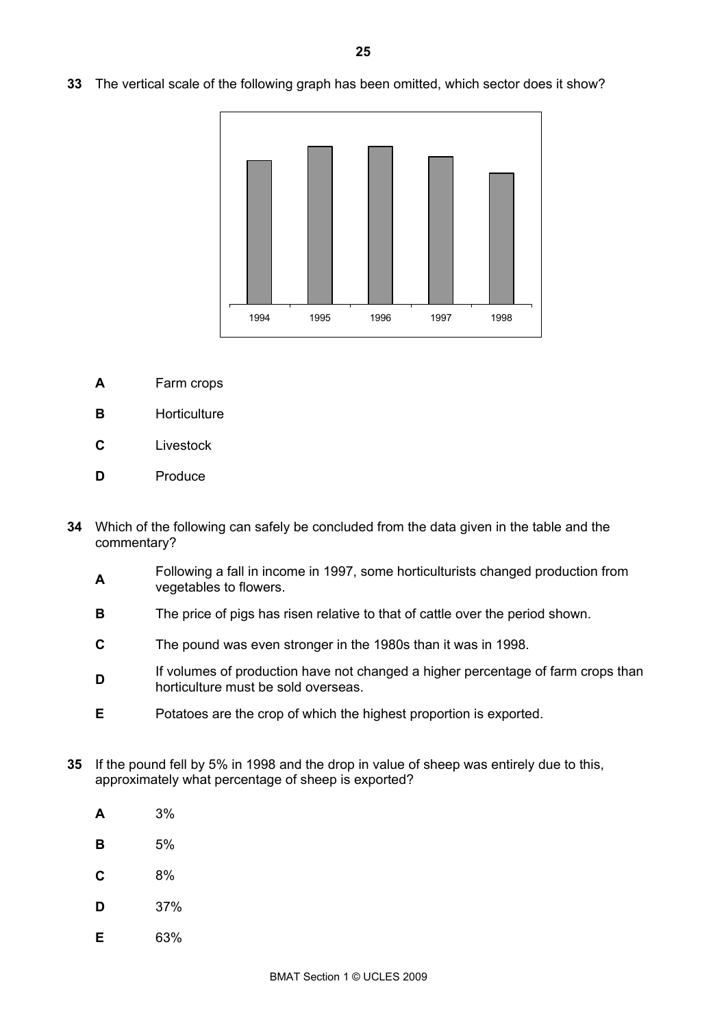**33** The vertical scale of the following graph has been omitted, which sector does it show?

1994 1995 1996 1997 1998

**A** Farm crops

**B** Horticulture

**C** Livestock

**D** Produce

**34** Which of the following can safely be concluded from the data given in the table and the commentary?

**A** Following a fall in income in 1997, some horticulturists changed production from vegetables to flowers.

**B** The price of pigs has risen relative to that of cattle over the period shown.

**C** The pound was even stronger in the 1980s than it was in 1998.

**D** If volumes of production have not changed a higher percentage of farm crops than horticulture must be sold overseas.

**E** Potatoes are the crop of which the highest proportion is exported.

**35** If the pound fell by 5% in 1998 and the drop in value of sheep was entirely due to this, approximately what percentage of sheep is exported?

**A** 3%

**B** 5%

**C** 8%

**D** 37%

**E** 63%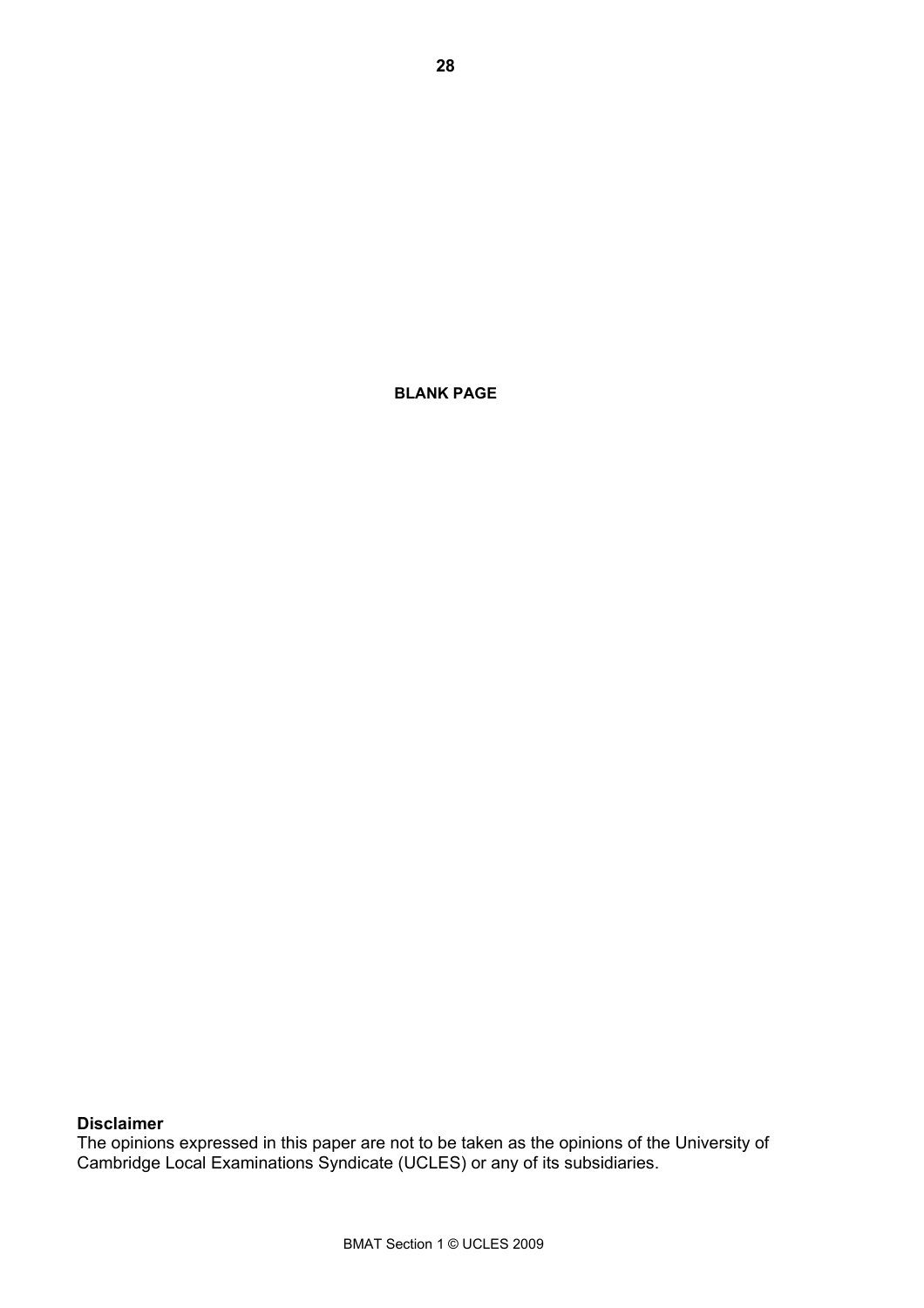BLANK PAGE

**Disclaimer**
The opinions expressed in this paper are not to be taken as the opinions of the University of Cambridge Local Examinations Syndicate (UCLES) or any of its subsidiaries.

BMAT Section 1 © UCLES 2009